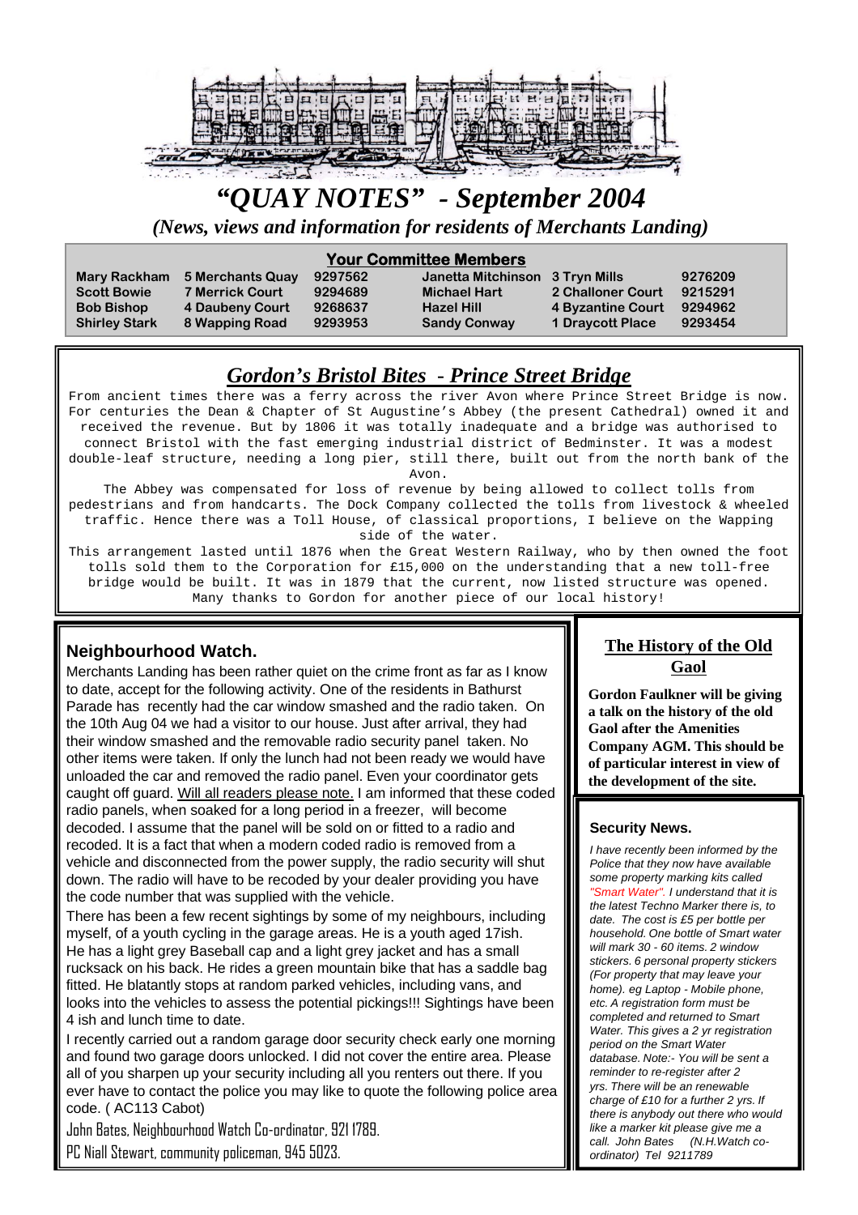# *"QUAY NOTES" - September 2004*

*(News, views and information for residents of Merchants Landing)*

## Your Committee Members

| Name | Address | Tel | Name | Address | Tel |
|---|---|---|---|---|---|
| Mary Rackham | 5 Merchants Quay | 9297562 | Janetta Mitchinson | 3 Tryn Mills | 9276209 |
| Scott Bowie | 7 Merrick Court | 9294689 | Michael Hart | 2 Challoner Court | 9215291 |
| Bob Bishop | 4 Daubeny Court | 9268637 | Hazel Hill | 4 Byzantine Court | 9294962 |
| Shirley Stark | 8 Wapping Road | 9293953 | Sandy Conway | 1 Draycott Place | 9293454 |

## *Gordon's Bristol Bites - Prince Street Bridge*

From ancient times there was a ferry across the river Avon where Prince Street Bridge is now. For centuries the Dean & Chapter of St Augustine's Abbey (the present Cathedral) owned it and received the revenue. But by 1806 it was totally inadequate and a bridge was authorised to connect Bristol with the fast emerging industrial district of Bedminster. It was a modest double-leaf structure, needing a long pier, still there, built out from the north bank of the Avon.

The Abbey was compensated for loss of revenue by being allowed to collect tolls from pedestrians and from handcarts. The Dock Company collected the tolls from livestock & wheeled traffic. Hence there was a Toll House, of classical proportions, I believe on the Wapping side of the water.

This arrangement lasted until 1876 when the Great Western Railway, who by then owned the foot tolls sold them to the Corporation for £15,000 on the understanding that a new toll-free bridge would be built. It was in 1879 that the current, now listed structure was opened.

Many thanks to Gordon for another piece of our local history!

## Neighbourhood Watch.

Merchants Landing has been rather quiet on the crime front as far as I know to date, accept for the following activity. One of the residents in Bathurst Parade has recently had the car window smashed and the radio taken. On the 10th Aug 04 we had a visitor to our house. Just after arrival, they had their window smashed and the removable radio security panel taken. No other items were taken. If only the lunch had not been ready we would have unloaded the car and removed the radio panel. Even your coordinator gets caught off guard. Will all readers please note. I am informed that these coded radio panels, when soaked for a long period in a freezer, will become decoded. I assume that the panel will be sold on or fitted to a radio and recoded. It is a fact that when a modern coded radio is removed from a vehicle and disconnected from the power supply, the radio security will shut down. The radio will have to be recoded by your dealer providing you have the code number that was supplied with the vehicle.

There has been a few recent sightings by some of my neighbours, including myself, of a youth cycling in the garage areas. He is a youth aged 17ish. He has a light grey Baseball cap and a light grey jacket and has a small rucksack on his back. He rides a green mountain bike that has a saddle bag fitted. He blatantly stops at random parked vehicles, including vans, and looks into the vehicles to assess the potential pickings!!! Sightings have been 4 ish and lunch time to date.

I recently carried out a random garage door security check early one morning and found two garage doors unlocked. I did not cover the entire area. Please all of you sharpen up your security including all you renters out there. If you ever have to contact the police you may like to quote the following police area code. ( AC113 Cabot)

John Bates, Neighbourhood Watch Co-ordinator, 921 1789.

PC Niall Stewart, community policeman, 945 5023.

## The History of the Old Gaol

**Gordon Faulkner will be giving a talk on the history of the old Gaol after the Amenities Company AGM. This should be of particular interest in view of the development of the site.**

### Security News.

*I have recently been informed by the Police that they now have available some property marking kits called "Smart Water". I understand that it is the latest Techno Marker there is, to date. The cost is £5 per bottle per household. One bottle of Smart water will mark 30 - 60 items. 2 window stickers. 6 personal property stickers (For property that may leave your home). eg Laptop - Mobile phone, etc. A registration form must be completed and returned to Smart Water. This gives a 2 yr registration period on the Smart Water database. Note:- You will be sent a reminder to re-register after 2 yrs. There will be an renewable charge of £10 for a further 2 yrs. If there is anybody out there who would like a marker kit please give me a call. John Bates (N.H.Watch co-ordinator) Tel 9211789*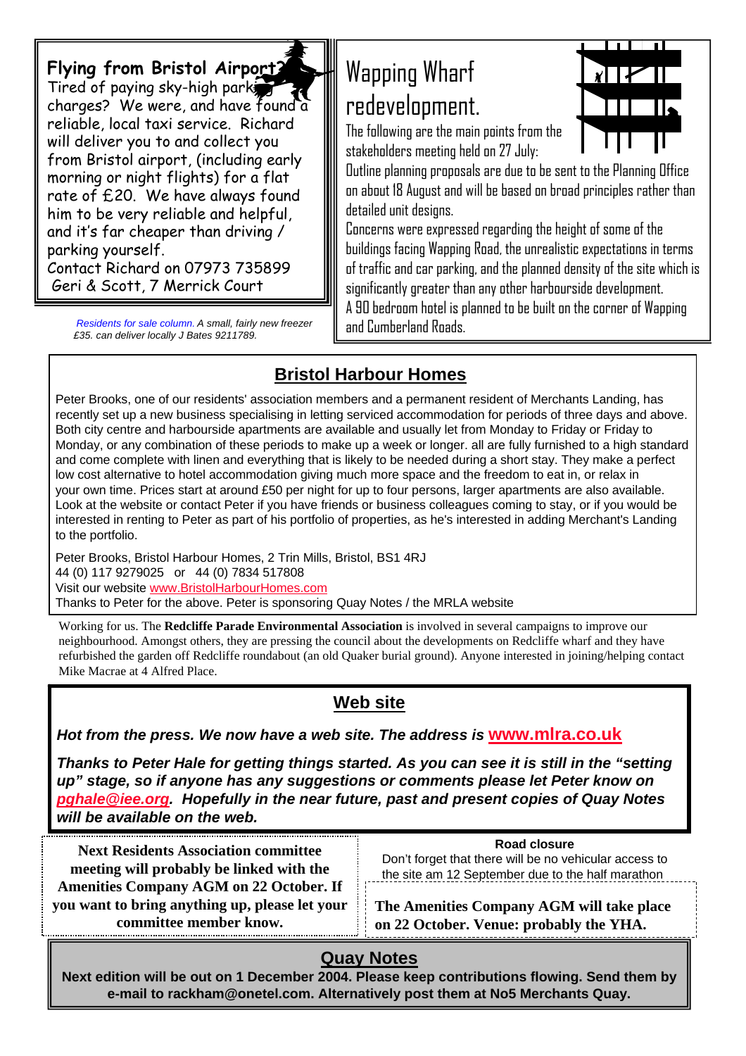## Flying from Bristol Airport?

Tired of paying sky-high parking charges? We were, and have found a reliable, local taxi service. Richard will deliver you to and collect you from Bristol airport, (including early morning or night flights) for a flat rate of £20. We have always found him to be very reliable and helpful, and it's far cheaper than driving / parking yourself.
Contact Richard on 07973 735899
Geri & Scott, 7 Merrick Court

*Residents for sale column. A small, fairly new freezer £35. can deliver locally J Bates 9211789.*

## Wapping Wharf redevelopment.

The following are the main points from the stakeholders meeting held on 27 July:
Outline planning proposals are due to be sent to the Planning Office on about 18 August and will be based on broad principles rather than detailed unit designs.
Concerns were expressed regarding the height of some of the buildings facing Wapping Road, the unrealistic expectations in terms of traffic and car parking, and the planned density of the site which is significantly greater than any other harbourside development.
A 90 bedroom hotel is planned to be built on the corner of Wapping and Cumberland Roads.

## Bristol Harbour Homes

Peter Brooks, one of our residents' association members and a permanent resident of Merchants Landing, has recently set up a new business specialising in letting serviced accommodation for periods of three days and above. Both city centre and harbourside apartments are available and usually let from Monday to Friday or Friday to Monday, or any combination of these periods to make up a week or longer. all are fully furnished to a high standard and come complete with linen and everything that is likely to be needed during a short stay. They make a perfect low cost alternative to hotel accommodation giving much more space and the freedom to eat in, or relax in your own time. Prices start at around £50 per night for up to four persons, larger apartments are also available. Look at the website or contact Peter if you have friends or business colleagues coming to stay, or if you would be interested in renting to Peter as part of his portfolio of properties, as he's interested in adding Merchant's Landing to the portfolio.

Peter Brooks, Bristol Harbour Homes, 2 Trin Mills, Bristol, BS1 4RJ
44 (0) 117 9279025 or 44 (0) 7834 517808
Visit our website www.BristolHarbourHomes.com
Thanks to Peter for the above. Peter is sponsoring Quay Notes / the MRLA website

Working for us. The **Redcliffe Parade Environmental Association** is involved in several campaigns to improve our neighbourhood. Amongst others, they are pressing the council about the developments on Redcliffe wharf and they have refurbished the garden off Redcliffe roundabout (an old Quaker burial ground). Anyone interested in joining/helping contact Mike Macrae at 4 Alfred Place.

## Web site

***Hot from the press. We now have a web site. The address is www.mlra.co.uk***

***Thanks to Peter Hale for getting things started. As you can see it is still in the "setting up" stage, so if anyone has any suggestions or comments please let Peter know on pghale@iee.org. Hopefully in the near future, past and present copies of Quay Notes will be available on the web.***

**Next Residents Association committee meeting will probably be linked with the Amenities Company AGM on 22 October. If you want to bring anything up, please let your committee member know.**

**Road closure**
Don't forget that there will be no vehicular access to the site am 12 September due to the half marathon

**The Amenities Company AGM will take place on 22 October. Venue: probably the YHA.**

## Quay Notes

**Next edition will be out on 1 December 2004. Please keep contributions flowing. Send them by e-mail to rackham@onetel.com. Alternatively post them at No5 Merchants Quay.**